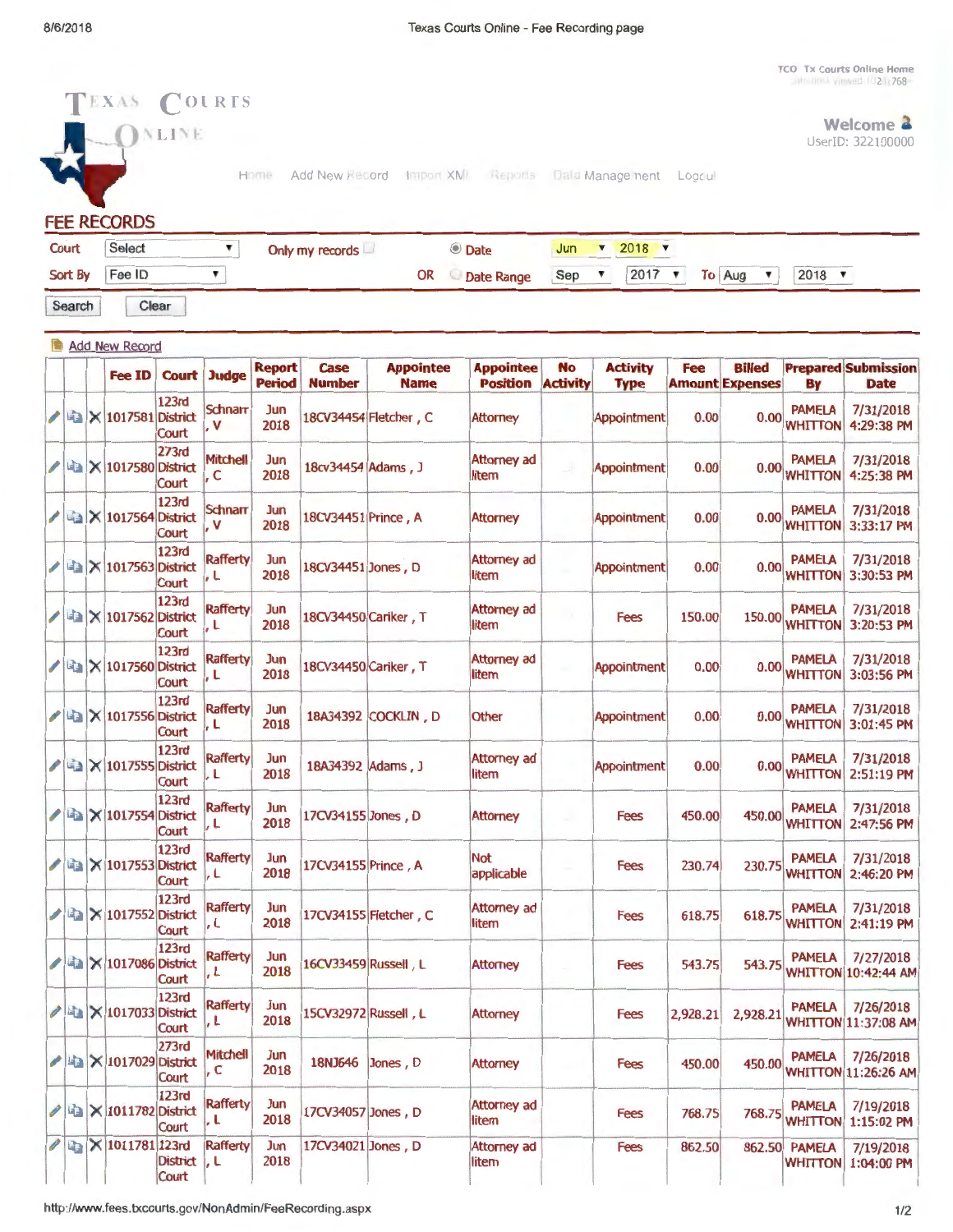TCO Tx Courts Online Home

Welcome
UserID: 322100000

Home Add New Record Import XML Reports Data Management Logout

## FEE RECORDS

Court: Select | Only my records | Date: Jun 2018
Sort By: Fee ID | OR Date Range: Sep 2017 To Aug 2018

Search | Clear

Add New Record

| | | | Fee ID | Court | Judge | Report Period | Case Number | Appointee Name | Appointee Position | No Activity | Activity Type | Fee Amount | Billed Expenses | Prepared By | Submission Date |
|---|---|---|---|---|---|---|---|---|---|---|---|---|---|---|---|
| | | X | 1017581 | 123rd District Court | Schnarr, V | Jun 2018 | 18CV34454 | Fletcher, C | Attorney | | Appointment | 0.00 | 0.00 | PAMELA WHITTON | 7/31/2018 4:29:38 PM |
| | | X | 1017580 | 273rd District Court | Mitchell, C | Jun 2018 | 18cv34454 | Adams, J | Attorney ad litem | | Appointment | 0.00 | 0.00 | PAMELA WHITTON | 7/31/2018 4:25:38 PM |
| | | X | 1017564 | 123rd District Court | Schnarr, V | Jun 2018 | 18CV34451 | Prince, A | Attorney | | Appointment | 0.00 | 0.00 | PAMELA WHITTON | 7/31/2018 3:33:17 PM |
| | | X | 1017563 | 123rd District Court | Rafferty, L | Jun 2018 | 18CV34451 | Jones, D | Attorney ad litem | | Appointment | 0.00 | 0.00 | PAMELA WHITTON | 7/31/2018 3:30:53 PM |
| | | X | 1017562 | 123rd District Court | Rafferty, L | Jun 2018 | 18CV34450 | Cariker, T | Attorney ad litem | | Fees | 150.00 | 150.00 | PAMELA WHITTON | 7/31/2018 3:20:53 PM |
| | | X | 1017560 | 123rd District Court | Rafferty, L | Jun 2018 | 18CV34450 | Cariker, T | Attorney ad litem | | Appointment | 0.00 | 0.00 | PAMELA WHITTON | 7/31/2018 3:03:56 PM |
| | | X | 1017556 | 123rd District Court | Rafferty, L | Jun 2018 | 18A34392 | COCKLIN, D | Other | | Appointment | 0.00 | 0.00 | PAMELA WHITTON | 7/31/2018 3:01:45 PM |
| | | X | 1017555 | 123rd District Court | Rafferty, L | Jun 2018 | 18A34392 | Adams, J | Attorney ad litem | | Appointment | 0.00 | 0.00 | PAMELA WHITTON | 7/31/2018 2:51:19 PM |
| | | X | 1017554 | 123rd District Court | Rafferty, L | Jun 2018 | 17CV34155 | Jones, D | Attorney | | Fees | 450.00 | 450.00 | PAMELA WHITTON | 7/31/2018 2:47:56 PM |
| | | X | 1017553 | 123rd District Court | Rafferty, L | Jun 2018 | 17CV34155 | Prince, A | Not applicable | | Fees | 230.74 | 230.75 | PAMELA WHITTON | 7/31/2018 2:46:20 PM |
| | | X | 1017552 | 123rd District Court | Rafferty, L | Jun 2018 | 17CV34155 | Fletcher, C | Attorney ad litem | | Fees | 618.75 | 618.75 | PAMELA WHITTON | 7/31/2018 2:41:19 PM |
| | | X | 1017086 | 123rd District Court | Rafferty, L | Jun 2018 | 16CV33459 | Russell, L | Attorney | | Fees | 543.75 | 543.75 | PAMELA WHITTON | 7/27/2018 10:42:44 AM |
| | | X | 1017033 | 123rd District Court | Rafferty, L | Jun 2018 | 15CV32972 | Russell, L | Attorney | | Fees | 2,928.21 | 2,928.21 | PAMELA WHITTON | 7/26/2018 11:37:08 AM |
| | | X | 1017029 | 273rd District Court | Mitchell, C | Jun 2018 | 18NJ646 | Jones, D | Attorney | | Fees | 450.00 | 450.00 | PAMELA WHITTON | 7/26/2018 11:26:26 AM |
| | | X | 1011782 | 123rd District Court | Rafferty, L | Jun 2018 | 17CV34057 | Jones, D | Attorney ad litem | | Fees | 768.75 | 768.75 | PAMELA WHITTON | 7/19/2018 1:15:02 PM |
| | | X | 1011781 | 123rd District Court | Rafferty, L | Jun 2018 | 17CV34021 | Jones, D | Attorney ad litem | | Fees | 862.50 | 862.50 | PAMELA WHITTON | 7/19/2018 1:04:00 PM |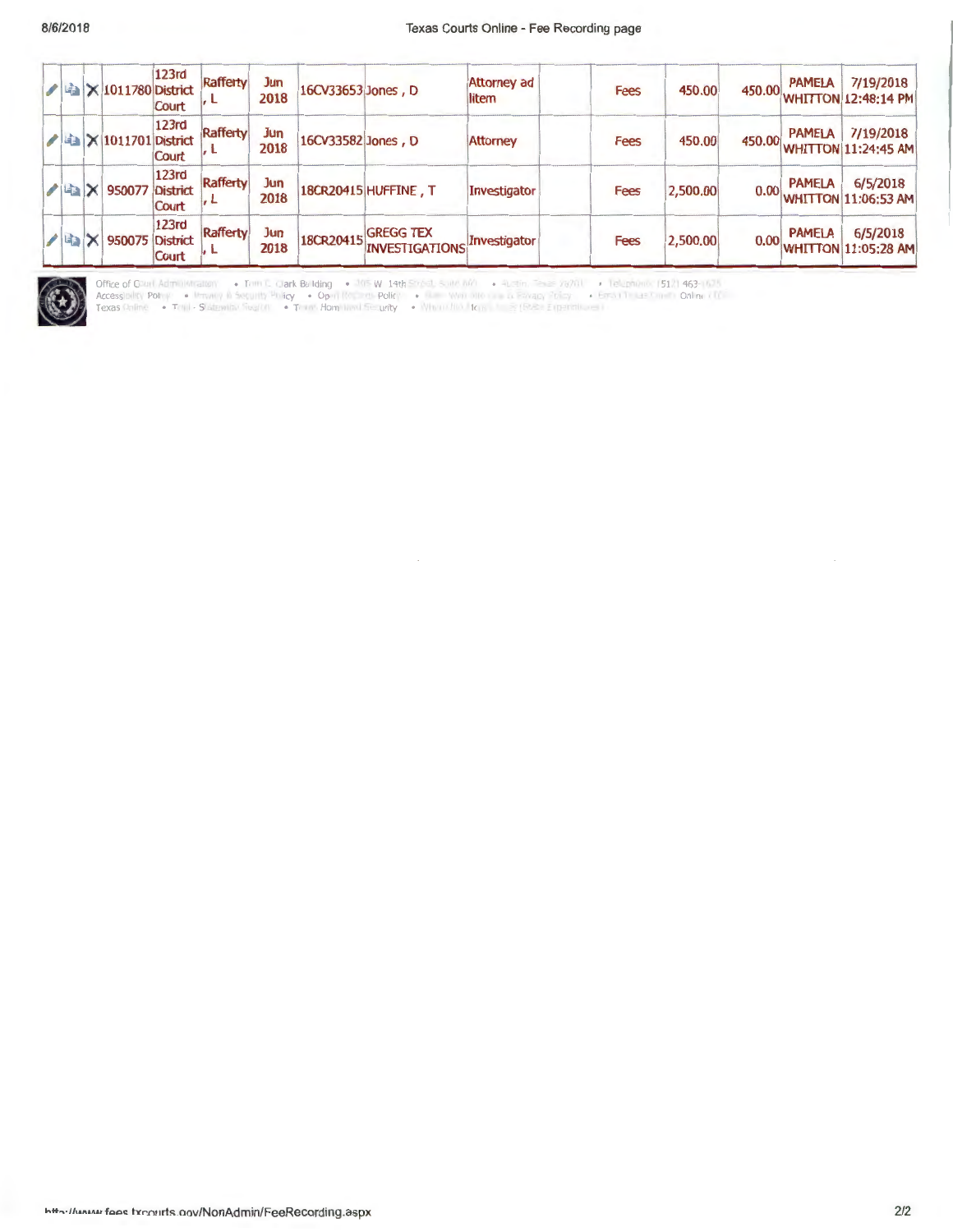| | | | | | | | | | | | | | | | |
|---|---|---|---|---|---|---|---|---|---|---|---|---|---|---|---|
| | | ✕ | 1011780 | 123rd District Court | Rafferty , L | Jun 2018 | 16CV33653 | Jones , D | Attorney ad litem | | Fees | 450.00 | 450.00 | PAMELA WHITTON | 7/19/2018 12:48:14 PM |
| | | ✕ | 1011701 | 123rd District Court | Rafferty , L | Jun 2018 | 16CV33582 | Jones , D | Attorney | | Fees | 450.00 | 450.00 | PAMELA WHITTON | 7/19/2018 11:24:45 AM |
| | | ✕ | 950077 | 123rd District Court | Rafferty , L | Jun 2018 | 18CR20415 | HUFFINE , T | Investigator | | Fees | 2,500.00 | 0.00 | PAMELA WHITTON | 6/5/2018 11:06:53 AM |
| | | ✕ | 950075 | 123rd District Court | Rafferty , L | Jun 2018 | 18CR20415 | GREGG TEX INVESTIGATIONS | Investigator | | Fees | 2,500.00 | 0.00 | PAMELA WHITTON | 6/5/2018 11:05:28 AM |

Office of Court Administration • Tom C. Clark Building • 205 W. 14th Street, Suite 600 • Austin, Texas 78701 • Telephone: (512) 463-1625
Accessibility Policy • Privacy & Security Policy • Open Records Policy • State Web Site Link & Privacy Policy • Email Texas Courts Online (TCO)
Texas Online • TRAIL - Statewide Search • Texas Homeland Security • Where the Money Goes (State Expenditures)